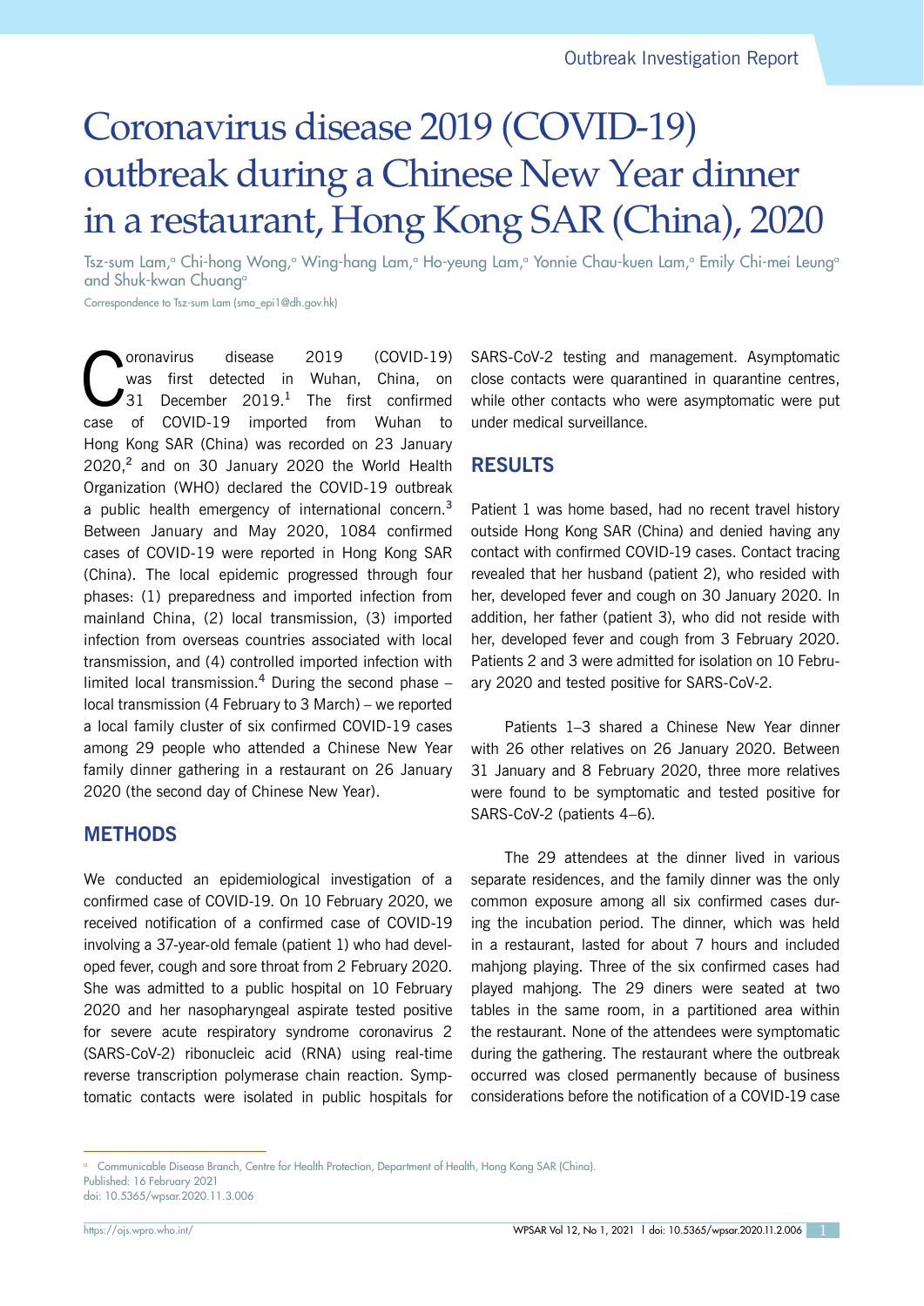Outbreak Investigation Report

# Coronavirus disease 2019 (COVID-19) outbreak during a Chinese New Year dinner in a restaurant, Hong Kong SAR (China), 2020

Tsz-sum Lam,[a] Chi-hong Wong,[a] Wing-hang Lam,[a] Ho-yeung Lam,[a] Yonnie Chau-kuen Lam,[a] Emily Chi-mei Leung[a] and Shuk-kwan Chuang[a]

Correspondence to Tsz-sum Lam (smo_epi1@dh.gov.hk)

Coronavirus disease 2019 (COVID-19) was first detected in Wuhan, China, on 31 December 2019.[1] The first confirmed case of COVID-19 imported from Wuhan to Hong Kong SAR (China) was recorded on 23 January 2020,[2] and on 30 January 2020 the World Health Organization (WHO) declared the COVID-19 outbreak a public health emergency of international concern.[3] Between January and May 2020, 1084 confirmed cases of COVID-19 were reported in Hong Kong SAR (China). The local epidemic progressed through four phases: (1) preparedness and imported infection from mainland China, (2) local transmission, (3) imported infection from overseas countries associated with local transmission, and (4) controlled imported infection with limited local transmission.[4] During the second phase – local transmission (4 February to 3 March) – we reported a local family cluster of six confirmed COVID-19 cases among 29 people who attended a Chinese New Year family dinner gathering in a restaurant on 26 January 2020 (the second day of Chinese New Year).

## METHODS

We conducted an epidemiological investigation of a confirmed case of COVID-19. On 10 February 2020, we received notification of a confirmed case of COVID-19 involving a 37-year-old female (patient 1) who had developed fever, cough and sore throat from 2 February 2020. She was admitted to a public hospital on 10 February 2020 and her nasopharyngeal aspirate tested positive for severe acute respiratory syndrome coronavirus 2 (SARS-CoV-2) ribonucleic acid (RNA) using real-time reverse transcription polymerase chain reaction. Symptomatic contacts were isolated in public hospitals for SARS-CoV-2 testing and management. Asymptomatic close contacts were quarantined in quarantine centres, while other contacts who were asymptomatic were put under medical surveillance.

## RESULTS

Patient 1 was home based, had no recent travel history outside Hong Kong SAR (China) and denied having any contact with confirmed COVID-19 cases. Contact tracing revealed that her husband (patient 2), who resided with her, developed fever and cough on 30 January 2020. In addition, her father (patient 3), who did not reside with her, developed fever and cough from 3 February 2020. Patients 2 and 3 were admitted for isolation on 10 February 2020 and tested positive for SARS-CoV-2.

Patients 1–3 shared a Chinese New Year dinner with 26 other relatives on 26 January 2020. Between 31 January and 8 February 2020, three more relatives were found to be symptomatic and tested positive for SARS-CoV-2 (patients 4–6).

The 29 attendees at the dinner lived in various separate residences, and the family dinner was the only common exposure among all six confirmed cases during the incubation period. The dinner, which was held in a restaurant, lasted for about 7 hours and included mahjong playing. Three of the six confirmed cases had played mahjong. The 29 diners were seated at two tables in the same room, in a partitioned area within the restaurant. None of the attendees were symptomatic during the gathering. The restaurant where the outbreak occurred was closed permanently because of business considerations before the notification of a COVID-19 case

[a] Communicable Disease Branch, Centre for Health Protection, Department of Health, Hong Kong SAR (China).

Published: 16 February 2021

doi: 10.5365/wpsar.2020.11.3.006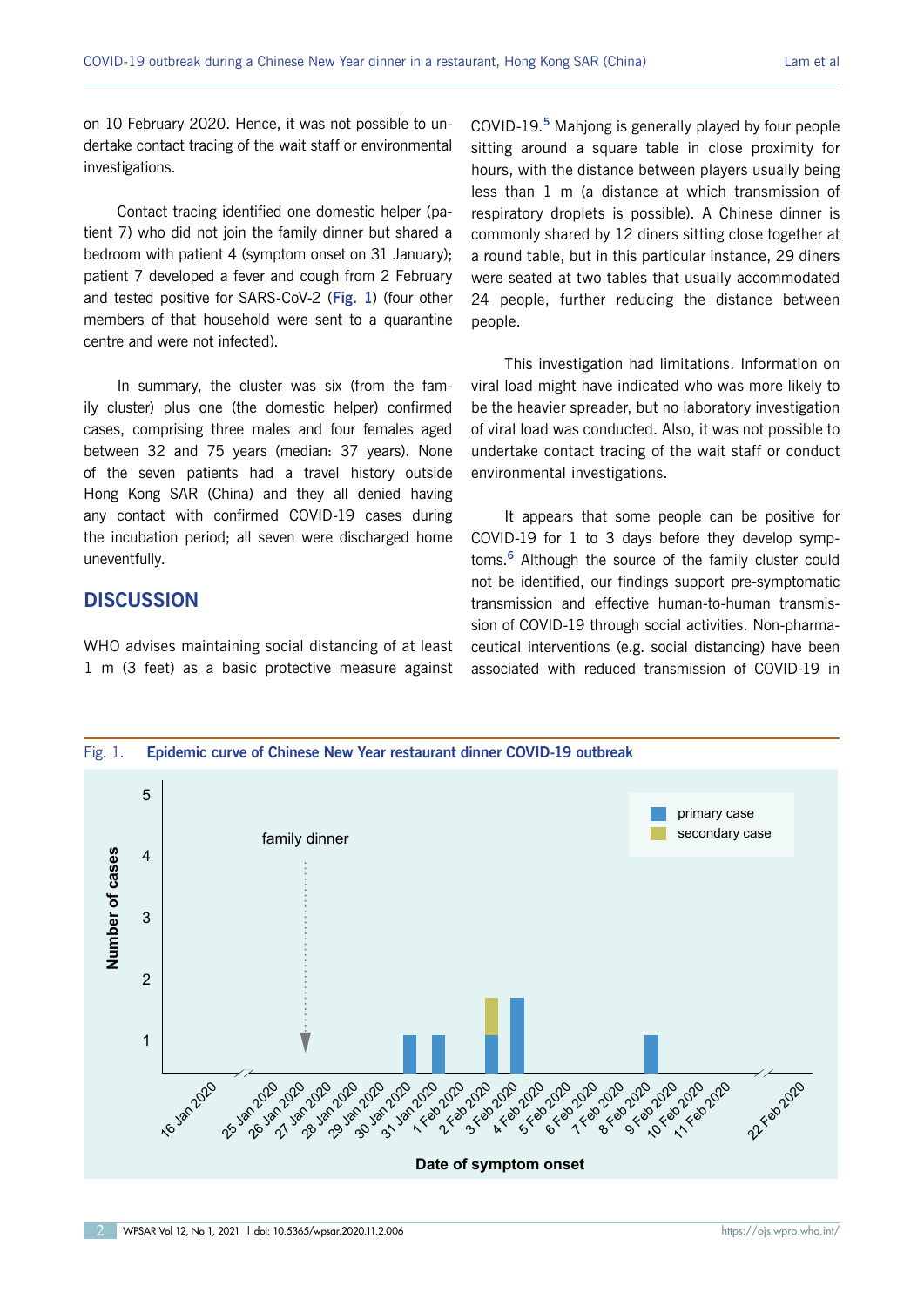on 10 February 2020. Hence, it was not possible to undertake contact tracing of the wait staff or environmental investigations.

Contact tracing identified one domestic helper (patient 7) who did not join the family dinner but shared a bedroom with patient 4 (symptom onset on 31 January); patient 7 developed a fever and cough from 2 February and tested positive for SARS-CoV-2 (**Fig. 1**) (four other members of that household were sent to a quarantine centre and were not infected).

In summary, the cluster was six (from the family cluster) plus one (the domestic helper) confirmed cases, comprising three males and four females aged between 32 and 75 years (median: 37 years). None of the seven patients had a travel history outside Hong Kong SAR (China) and they all denied having any contact with confirmed COVID-19 cases during the incubation period; all seven were discharged home uneventfully.

## DISCUSSION

WHO advises maintaining social distancing of at least 1 m (3 feet) as a basic protective measure against COVID-19.[5] Mahjong is generally played by four people sitting around a square table in close proximity for hours, with the distance between players usually being less than 1 m (a distance at which transmission of respiratory droplets is possible). A Chinese dinner is commonly shared by 12 diners sitting close together at a round table, but in this particular instance, 29 diners were seated at two tables that usually accommodated 24 people, further reducing the distance between people.

This investigation had limitations. Information on viral load might have indicated who was more likely to be the heavier spreader, but no laboratory investigation of viral load was conducted. Also, it was not possible to undertake contact tracing of the wait staff or conduct environmental investigations.

It appears that some people can be positive for COVID-19 for 1 to 3 days before they develop symptoms.[6] Although the source of the family cluster could not be identified, our findings support pre-symptomatic transmission and effective human-to-human transmission of COVID-19 through social activities. Non-pharmaceutical interventions (e.g. social distancing) have been associated with reduced transmission of COVID-19 in

Fig. 1. **Epidemic curve of Chinese New Year restaurant dinner COVID-19 outbreak**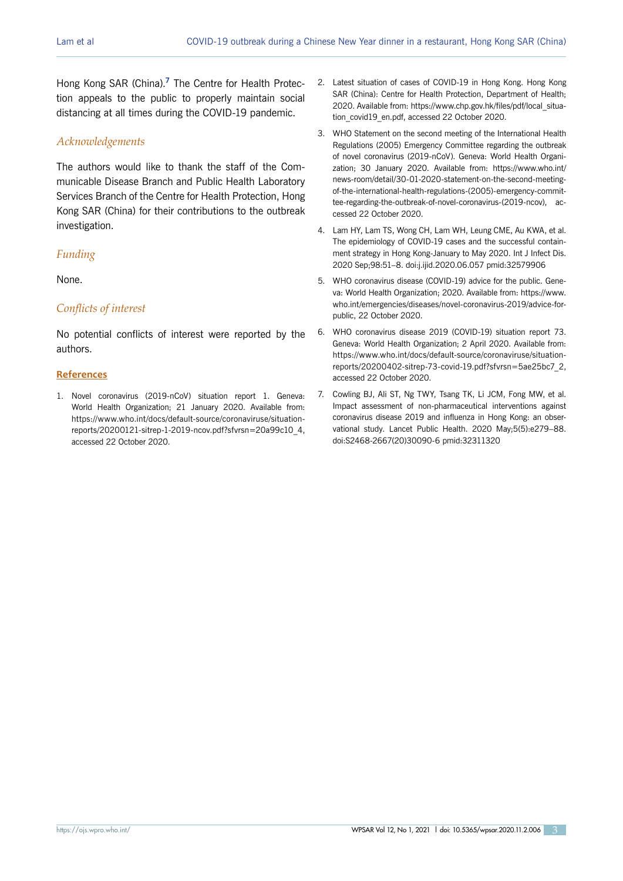Hong Kong SAR (China).[7] The Centre for Health Protection appeals to the public to properly maintain social distancing at all times during the COVID-19 pandemic.

## *Acknowledgements*

The authors would like to thank the staff of the Communicable Disease Branch and Public Health Laboratory Services Branch of the Centre for Health Protection, Hong Kong SAR (China) for their contributions to the outbreak investigation.

## *Funding*

None.

## *Conflicts of interest*

No potential conflicts of interest were reported by the authors.

## References

1. Novel coronavirus (2019-nCoV) situation report 1. Geneva: World Health Organization; 21 January 2020. Available from: https://www.who.int/docs/default-source/coronaviruse/situation-reports/20200121-sitrep-1-2019-ncov.pdf?sfvrsn=20a99c10_4, accessed 22 October 2020.
2. Latest situation of cases of COVID-19 in Hong Kong. Hong Kong SAR (China): Centre for Health Protection, Department of Health; 2020. Available from: https://www.chp.gov.hk/files/pdf/local_situation_covid19_en.pdf, accessed 22 October 2020.
3. WHO Statement on the second meeting of the International Health Regulations (2005) Emergency Committee regarding the outbreak of novel coronavirus (2019-nCoV). Geneva: World Health Organization; 30 January 2020. Available from: https://www.who.int/news-room/detail/30-01-2020-statement-on-the-second-meeting-of-the-international-health-regulations-(2005)-emergency-committee-regarding-the-outbreak-of-novel-coronavirus-(2019-ncov), accessed 22 October 2020.
4. Lam HY, Lam TS, Wong CH, Lam WH, Leung CME, Au KWA, et al. The epidemiology of COVID-19 cases and the successful containment strategy in Hong Kong-January to May 2020. Int J Infect Dis. 2020 Sep;98:51–8. doi:j.ijid.2020.06.057 pmid:32579906
5. WHO coronavirus disease (COVID-19) advice for the public. Geneva: World Health Organization; 2020. Available from: https://www.who.int/emergencies/diseases/novel-coronavirus-2019/advice-for-public, 22 October 2020.
6. WHO coronavirus disease 2019 (COVID-19) situation report 73. Geneva: World Health Organization; 2 April 2020. Available from: https://www.who.int/docs/default-source/coronaviruse/situation-reports/20200402-sitrep-73-covid-19.pdf?sfvrsn=5ae25bc7_2, accessed 22 October 2020.
7. Cowling BJ, Ali ST, Ng TWY, Tsang TK, Li JCM, Fong MW, et al. Impact assessment of non-pharmaceutical interventions against coronavirus disease 2019 and influenza in Hong Kong: an observational study. Lancet Public Health. 2020 May;5(5):e279–88. doi:S2468-2667(20)30090-6 pmid:32311320